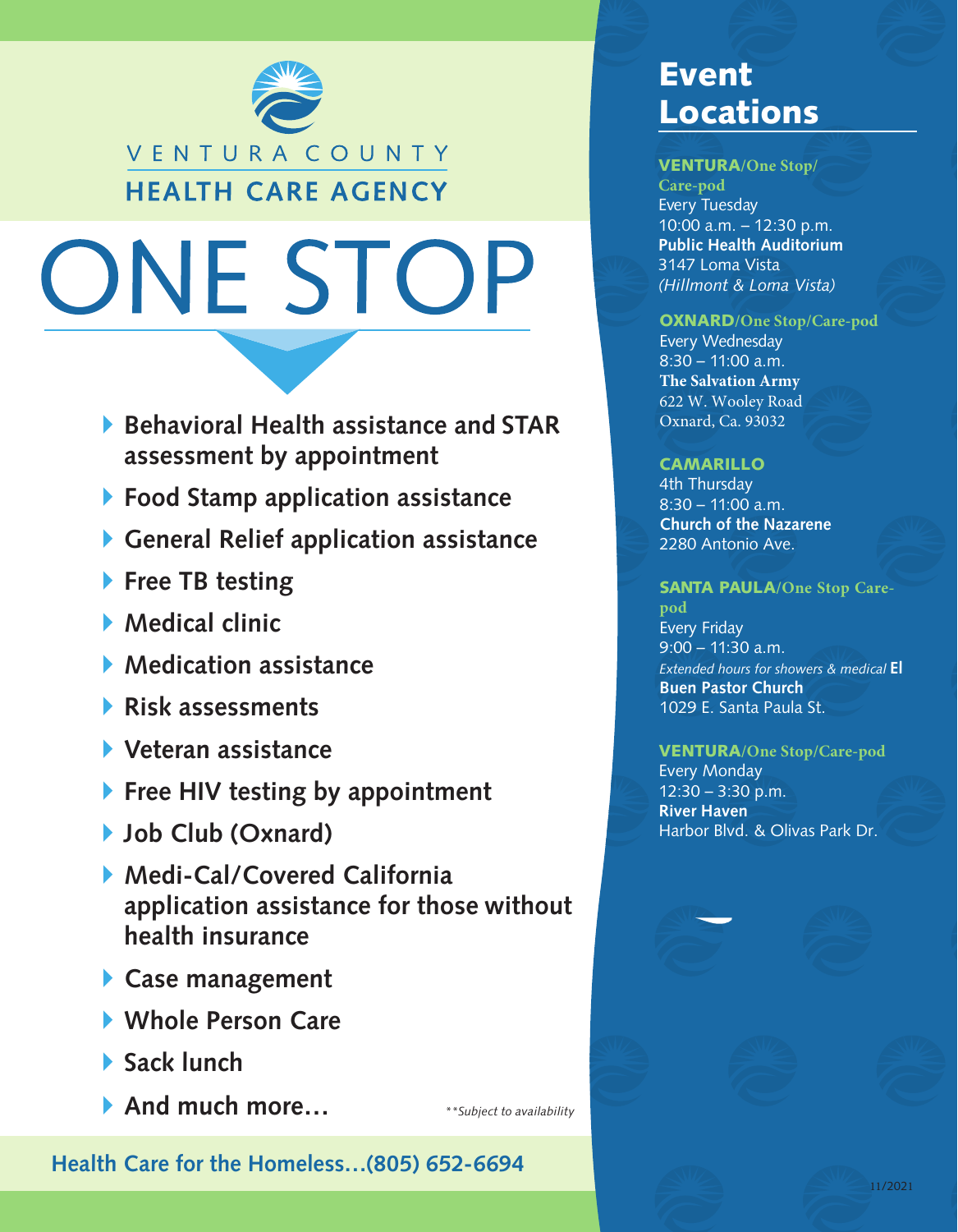VENTURA COUNTY
HEALTH CARE AGENCY

# ONE STOP

- **Behavioral Health assistance and STAR assessment by appointment**
- **Food Stamp application assistance**
- **General Relief application assistance**
- **Free TB testing**
- **Medical clinic**
- **Medication assistance**
- **Risk assessments**
- **Veteran assistance**
- **Free HIV testing by appointment**
- **Job Club (Oxnard)**
- **Medi-Cal/Covered California application assistance for those without health insurance**
- **Case management**
- **Whole Person Care**
- **Sack lunch**
- **And much more…**

*\*\*Subject to availability*

**Health Care for the Homeless…(805) 652-6694**

## Event Locations

**VENTURA/One Stop/Care-pod**
Every Tuesday
10:00 a.m. – 12:30 p.m.
**Public Health Auditorium**
3147 Loma Vista
*(Hillmont & Loma Vista)*

**OXNARD/One Stop/Care-pod**
Every Wednesday
8:30 – 11:00 a.m.
**The Salvation Army**
622 W. Wooley Road
Oxnard, Ca. 93032

**CAMARILLO**
4th Thursday
8:30 – 11:00 a.m.
**Church of the Nazarene**
2280 Antonio Ave.

**SANTA PAULA/One Stop Care-pod**
Every Friday
9:00 – 11:30 a.m.
*Extended hours for showers & medical* **El Buen Pastor Church**
1029 E. Santa Paula St.

**VENTURA/One Stop/Care-pod**
Every Monday
12:30 – 3:30 p.m.
**River Haven**
Harbor Blvd. & Olivas Park Dr.

11/2021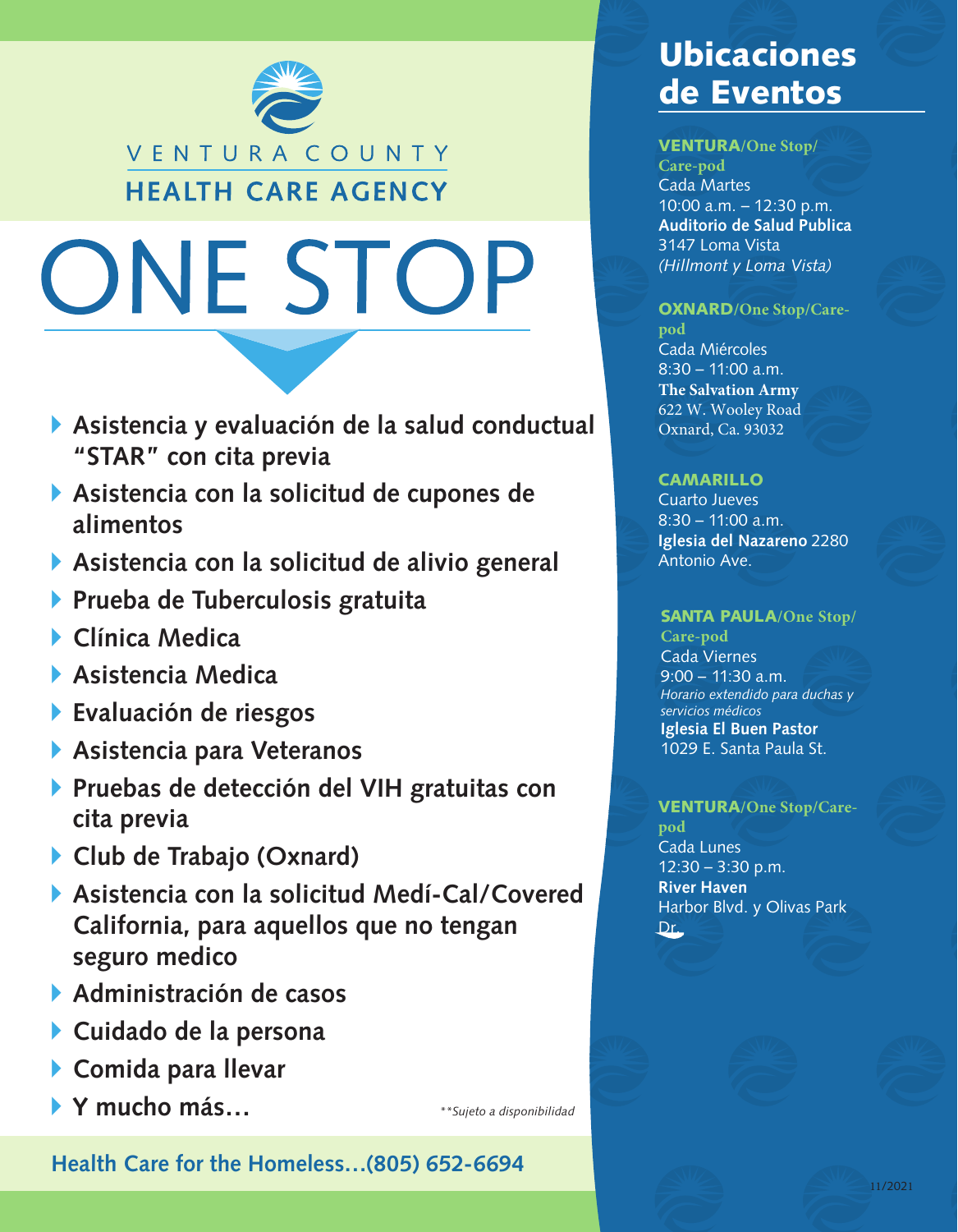VENTURA COUNTY
HEALTH CARE AGENCY

# ONE STOP

- **Asistencia y evaluación de la salud conductual "STAR" con cita previa**
- **Asistencia con la solicitud de cupones de alimentos**
- **Asistencia con la solicitud de alivio general**
- **Prueba de Tuberculosis gratuita**
- **Clínica Medica**
- **Asistencia Medica**
- **Evaluación de riesgos**
- **Asistencia para Veteranos**
- **Pruebas de detección del VIH gratuitas con cita previa**
- **Club de Trabajo (Oxnard)**
- **Asistencia con la solicitud Medí-Cal/Covered California, para aquellos que no tengan seguro medico**
- **Administración de casos**
- **Cuidado de la persona**
- **Comida para llevar**
- **Y mucho más…**

*\*\*Sujeto a disponibilidad*

**Health Care for the Homeless…(805) 652-6694**

## Ubicaciones de Eventos

**VENTURA/One Stop/Care-pod**
Cada Martes
10:00 a.m. – 12:30 p.m.
**Auditorio de Salud Publica**
3147 Loma Vista
*(Hillmont y Loma Vista)*

**OXNARD/One Stop/Care-pod**
Cada Miércoles
8:30 – 11:00 a.m.
**The Salvation Army**
622 W. Wooley Road
Oxnard, Ca. 93032

**CAMARILLO**
Cuarto Jueves
8:30 – 11:00 a.m.
**Iglesia del Nazareno** 2280 Antonio Ave.

**SANTA PAULA/One Stop/Care-pod**
Cada Viernes
9:00 – 11:30 a.m.
*Horario extendido para duchas y servicios médicos*
**Iglesia El Buen Pastor**
1029 E. Santa Paula St.

**VENTURA/One Stop/Care-pod**
Cada Lunes
12:30 – 3:30 p.m.
**River Haven**
Harbor Blvd. y Olivas Park Dr.

11/2021